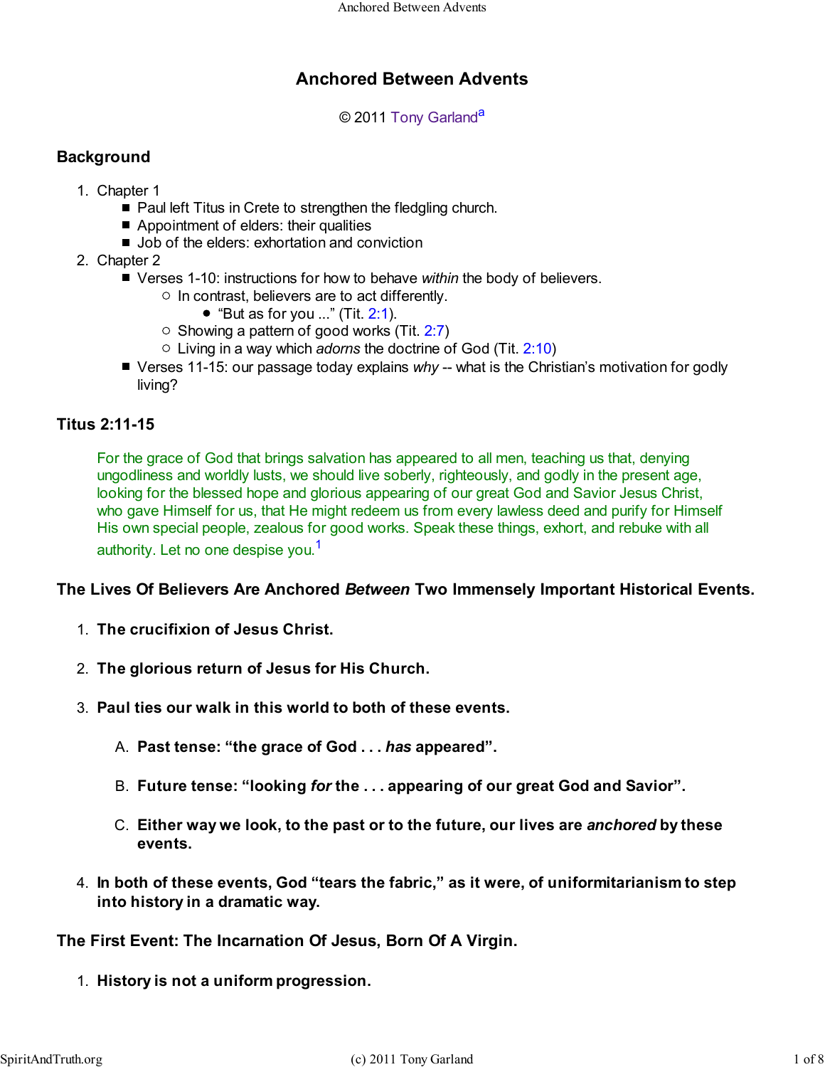# Anchored Between Advents

© 2011 Tony Garland[a]

## Background

1. Chapter 1
   - Paul left Titus in Crete to strengthen the fledgling church.
   - Appointment of elders: their qualities
   - Job of the elders: exhortation and conviction
2. Chapter 2
   - Verses 1-10: instructions for how to behave *within* the body of believers.
     - In contrast, believers are to act differently.
       - "But as for you ..." (Tit. 2:1).
     - Showing a pattern of good works (Tit. 2:7)
     - Living in a way which *adorns* the doctrine of God (Tit. 2:10)
   - Verses 11-15: our passage today explains *why* -- what is the Christian's motivation for godly living?

## Titus 2:11-15

> For the grace of God that brings salvation has appeared to all men, teaching us that, denying ungodliness and worldly lusts, we should live soberly, righteously, and godly in the present age, looking for the blessed hope and glorious appearing of our great God and Savior Jesus Christ, who gave Himself for us, that He might redeem us from every lawless deed and purify for Himself His own special people, zealous for good works. Speak these things, exhort, and rebuke with all authority. Let no one despise you.[1]

## The Lives Of Believers Are Anchored *Between* Two Immensely Important Historical Events.

1. **The crucifixion of Jesus Christ.**
2. **The glorious return of Jesus for His Church.**
3. **Paul ties our walk in this world to both of these events.**
   A. **Past tense: "the grace of God . . . *has* appeared".**
   B. **Future tense: "looking *for* the . . . appearing of our great God and Savior".**
   C. **Either way we look, to the past or to the future, our lives are *anchored* by these events.**
4. **In both of these events, God "tears the fabric," as it were, of uniformitarianism to step into history in a dramatic way.**

## The First Event: The Incarnation Of Jesus, Born Of A Virgin.

1. **History is not a uniform progression.**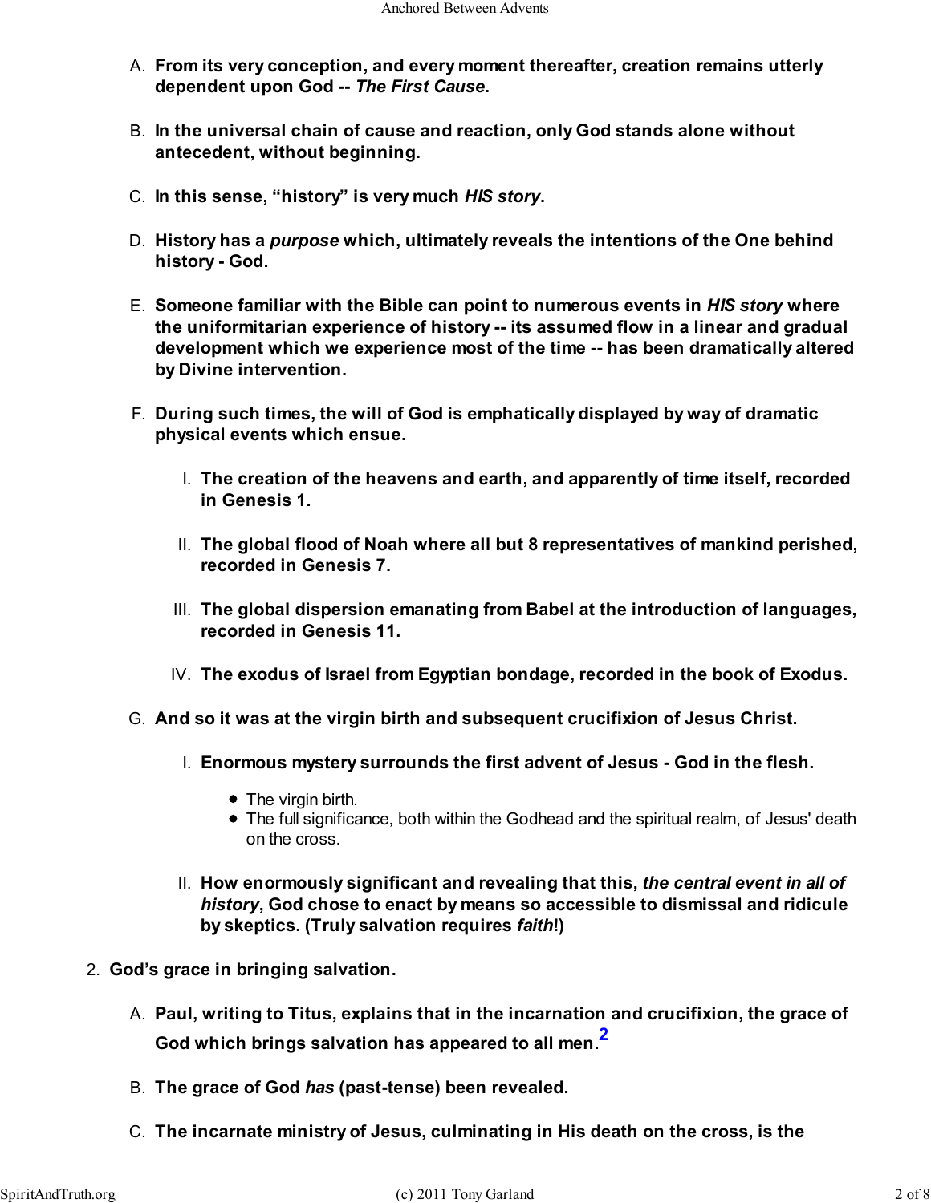A. **From its very conception, and every moment thereafter, creation remains utterly dependent upon God -- *The First Cause*.**

B. **In the universal chain of cause and reaction, only God stands alone without antecedent, without beginning.**

C. **In this sense, "history" is very much *HIS story*.**

D. **History has a *purpose* which, ultimately reveals the intentions of the One behind history - God.**

E. **Someone familiar with the Bible can point to numerous events in *HIS story* where the uniformitarian experience of history -- its assumed flow in a linear and gradual development which we experience most of the time -- has been dramatically altered by Divine intervention.**

F. **During such times, the will of God is emphatically displayed by way of dramatic physical events which ensue.**

   I. **The creation of the heavens and earth, and apparently of time itself, recorded in Genesis 1.**

   II. **The global flood of Noah where all but 8 representatives of mankind perished, recorded in Genesis 7.**

   III. **The global dispersion emanating from Babel at the introduction of languages, recorded in Genesis 11.**

   IV. **The exodus of Israel from Egyptian bondage, recorded in the book of Exodus.**

G. **And so it was at the virgin birth and subsequent crucifixion of Jesus Christ.**

   I. **Enormous mystery surrounds the first advent of Jesus - God in the flesh.**

      - The virgin birth.
      - The full significance, both within the Godhead and the spiritual realm, of Jesus' death on the cross.

   II. **How enormously significant and revealing that this, *the central event in all of history*, God chose to enact by means so accessible to dismissal and ridicule by skeptics. (Truly salvation requires *faith*!)**

2. **God's grace in bringing salvation.**

A. **Paul, writing to Titus, explains that in the incarnation and crucifixion, the grace of God which brings salvation has appeared to all men.[2]**

B. **The grace of God *has* (past-tense) been revealed.**

C. **The incarnate ministry of Jesus, culminating in His death on the cross, is the**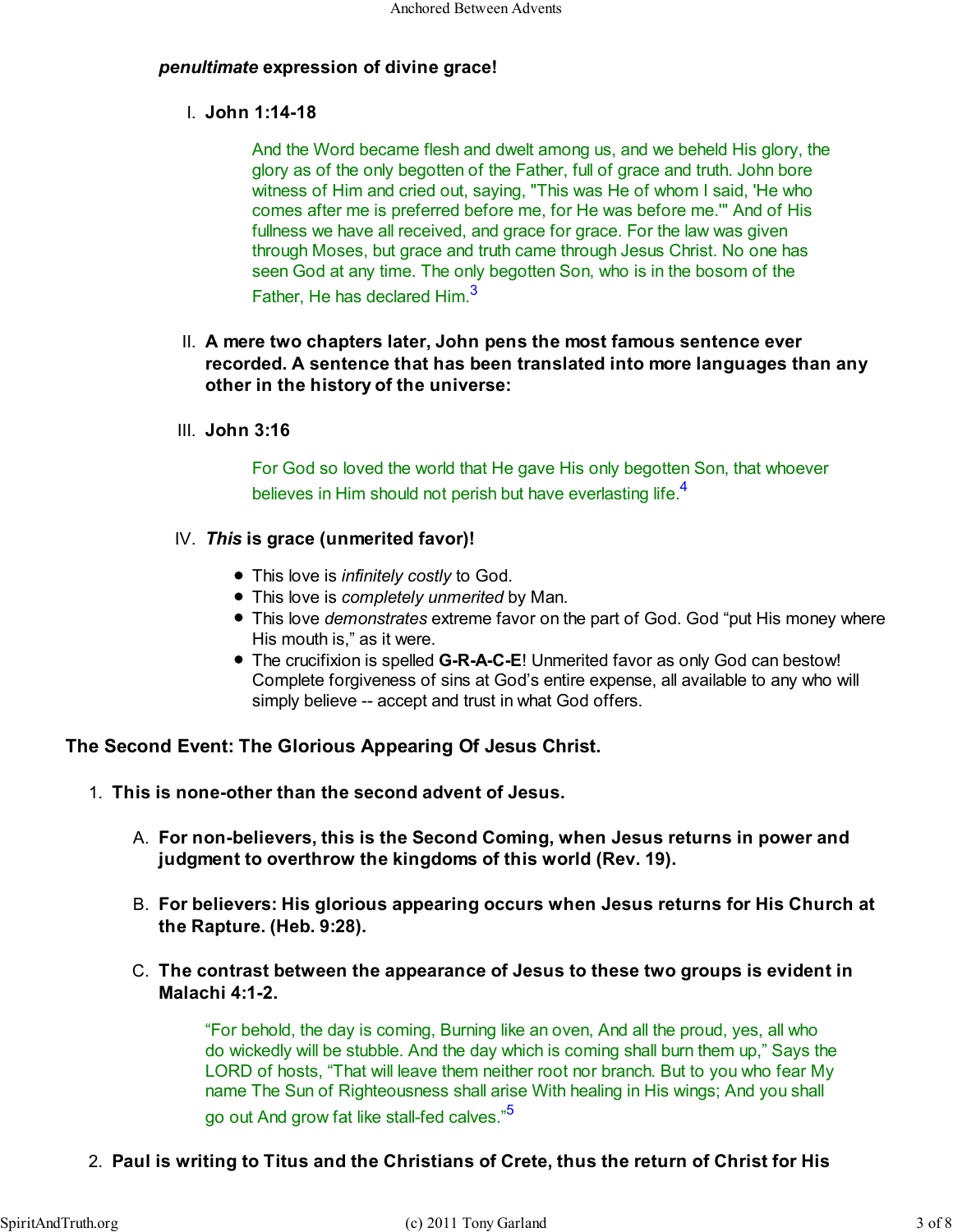***penultimate*** **expression of divine grace!**

I. **John 1:14-18**

> And the Word became flesh and dwelt among us, and we beheld His glory, the glory as of the only begotten of the Father, full of grace and truth. John bore witness of Him and cried out, saying, "This was He of whom I said, 'He who comes after me is preferred before me, for He was before me.'" And of His fullness we have all received, and grace for grace. For the law was given through Moses, but grace and truth came through Jesus Christ. No one has seen God at any time. The only begotten Son, who is in the bosom of the Father, He has declared Him.[3]

II. **A mere two chapters later, John pens the most famous sentence ever recorded. A sentence that has been translated into more languages than any other in the history of the universe:**

III. **John 3:16**

> For God so loved the world that He gave His only begotten Son, that whoever believes in Him should not perish but have everlasting life.[4]

IV. ***This*** **is grace (unmerited favor)!**

- This love is *infinitely costly* to God.
- This love is *completely unmerited* by Man.
- This love *demonstrates* extreme favor on the part of God. God "put His money where His mouth is," as it were.
- The crucifixion is spelled **G-R-A-C-E**! Unmerited favor as only God can bestow! Complete forgiveness of sins at God's entire expense, all available to any who will simply believe -- accept and trust in what God offers.

## The Second Event: The Glorious Appearing Of Jesus Christ.

1. **This is none-other than the second advent of Jesus.**

   A. **For non-believers, this is the Second Coming, when Jesus returns in power and judgment to overthrow the kingdoms of this world (Rev. 19).**

   B. **For believers: His glorious appearing occurs when Jesus returns for His Church at the Rapture. (Heb. 9:28).**

   C. **The contrast between the appearance of Jesus to these two groups is evident in Malachi 4:1-2.**

   > "For behold, the day is coming, Burning like an oven, And all the proud, yes, all who do wickedly will be stubble. And the day which is coming shall burn them up," Says the LORD of hosts, "That will leave them neither root nor branch. But to you who fear My name The Sun of Righteousness shall arise With healing in His wings; And you shall go out And grow fat like stall-fed calves."[5]

2. **Paul is writing to Titus and the Christians of Crete, thus the return of Christ for His**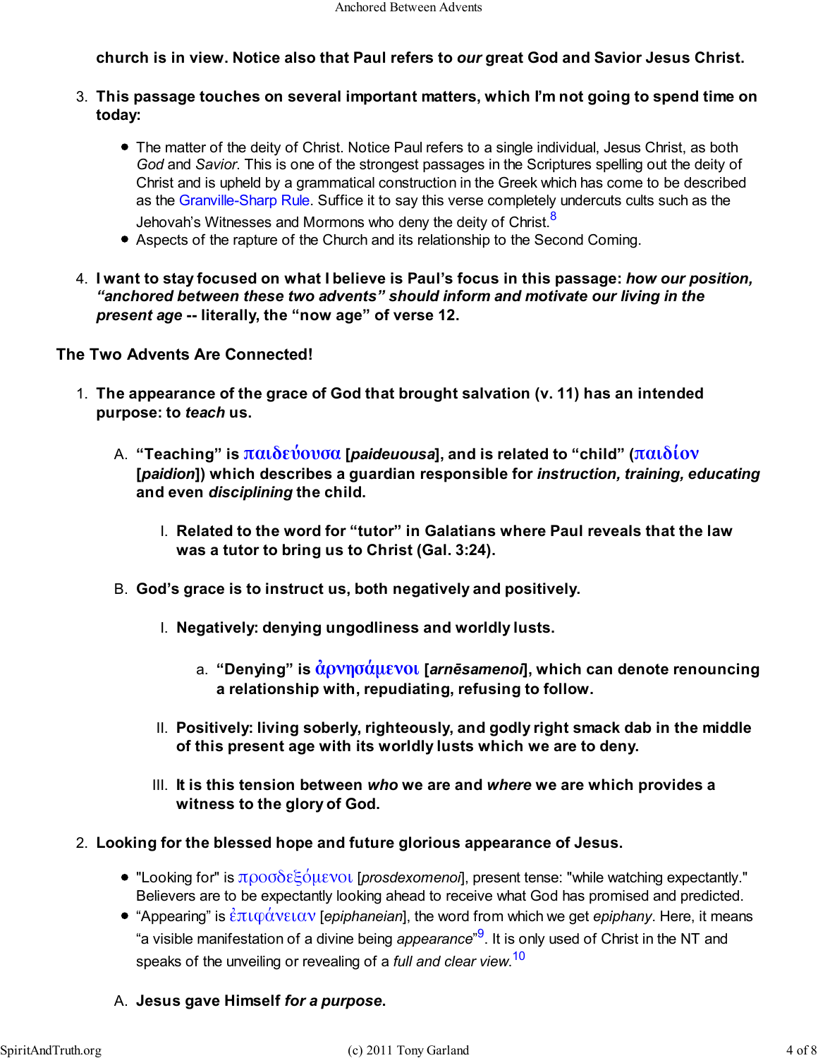**church is in view. Notice also that Paul refers to *our* great God and Savior Jesus Christ.**

3. **This passage touches on several important matters, which I'm not going to spend time on today:**
    - The matter of the deity of Christ. Notice Paul refers to a single individual, Jesus Christ, as both *God* and *Savior*. This is one of the strongest passages in the Scriptures spelling out the deity of Christ and is upheld by a grammatical construction in the Greek which has come to be described as the Granville-Sharp Rule. Suffice it to say this verse completely undercuts cults such as the Jehovah's Witnesses and Mormons who deny the deity of Christ.[8]
    - Aspects of the rapture of the Church and its relationship to the Second Coming.
4. **I want to stay focused on what I believe is Paul's focus in this passage: *how our position, "anchored between these two advents" should inform and motivate our living in the present age* -- literally, the "now age" of verse 12.**

## The Two Advents Are Connected!

1. **The appearance of the grace of God that brought salvation (v. 11) has an intended purpose: to *teach* us.**
    A. **"Teaching" is παιδεύουσα [*paideuousa*], and is related to "child" (παιδίον [*paidion*]) which describes a guardian responsible for *instruction, training, educating* and even *disciplining* the child.**
        I. **Related to the word for "tutor" in Galatians where Paul reveals that the law was a tutor to bring us to Christ (Gal. 3:24).**
    B. **God's grace is to instruct us, both negatively and positively.**
        I. **Negatively: denying ungodliness and worldly lusts.**
            a. **"Denying" is ἀρνησάμενοι [*arnēsamenoi*], which can denote renouncing a relationship with, repudiating, refusing to follow.**
        II. **Positively: living soberly, righteously, and godly right smack dab in the middle of this present age with its worldly lusts which we are to deny.**
        III. **It is this tension between *who* we are and *where* we are which provides a witness to the glory of God.**
2. **Looking for the blessed hope and future glorious appearance of Jesus.**
    - "Looking for" is προσδεξόμενοι [*prosdexomenoi*], present tense: "while watching expectantly." Believers are to be expectantly looking ahead to receive what God has promised and predicted.
    - "Appearing" is ἐπιφάνειαν [*epiphaneian*], the word from which we get *epiphany*. Here, it means "a visible manifestation of a divine being *appearance*"[9]. It is only used of Christ in the NT and speaks of the unveiling or revealing of a *full and clear view*.[10]

    A. **Jesus gave Himself *for a purpose*.**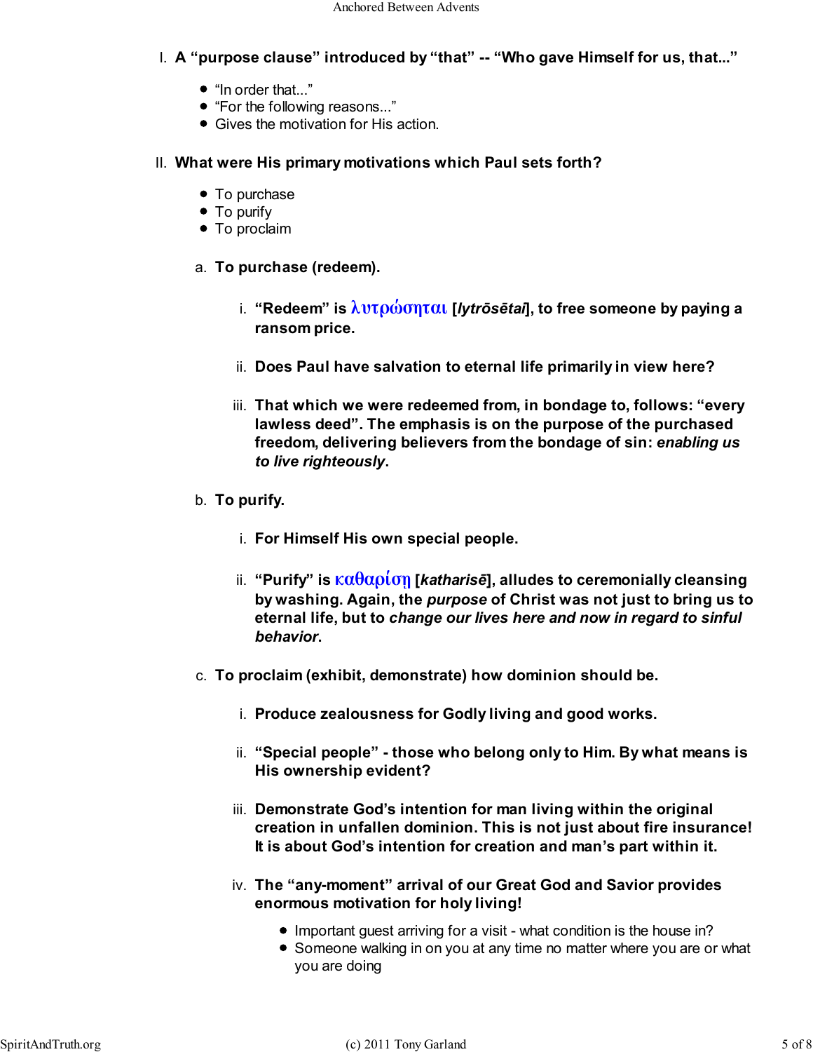I. **A "purpose clause" introduced by "that" -- "Who gave Himself for us, that..."**

- "In order that..."
- "For the following reasons..."
- Gives the motivation for His action.

II. **What were His primary motivations which Paul sets forth?**

- To purchase
- To purify
- To proclaim

a. **To purchase (redeem).**

i. **"Redeem" is λυτρώσηται [*lytrōsētai*], to free someone by paying a ransom price.**

ii. **Does Paul have salvation to eternal life primarily in view here?**

iii. **That which we were redeemed from, in bondage to, follows: "every lawless deed". The emphasis is on the purpose of the purchased freedom, delivering believers from the bondage of sin: *enabling us to live righteously*.**

b. **To purify.**

i. **For Himself His own special people.**

ii. **"Purify" is καθαρίσῃ [*katharisē*], alludes to ceremonially cleansing by washing. Again, the *purpose* of Christ was not just to bring us to eternal life, but to *change our lives here and now in regard to sinful behavior*.**

c. **To proclaim (exhibit, demonstrate) how dominion should be.**

i. **Produce zealousness for Godly living and good works.**

ii. **"Special people" - those who belong only to Him. By what means is His ownership evident?**

iii. **Demonstrate God's intention for man living within the original creation in unfallen dominion. This is not just about fire insurance! It is about God's intention for creation and man's part within it.**

iv. **The "any-moment" arrival of our Great God and Savior provides enormous motivation for holy living!**

- Important guest arriving for a visit - what condition is the house in?
- Someone walking in on you at any time no matter where you are or what you are doing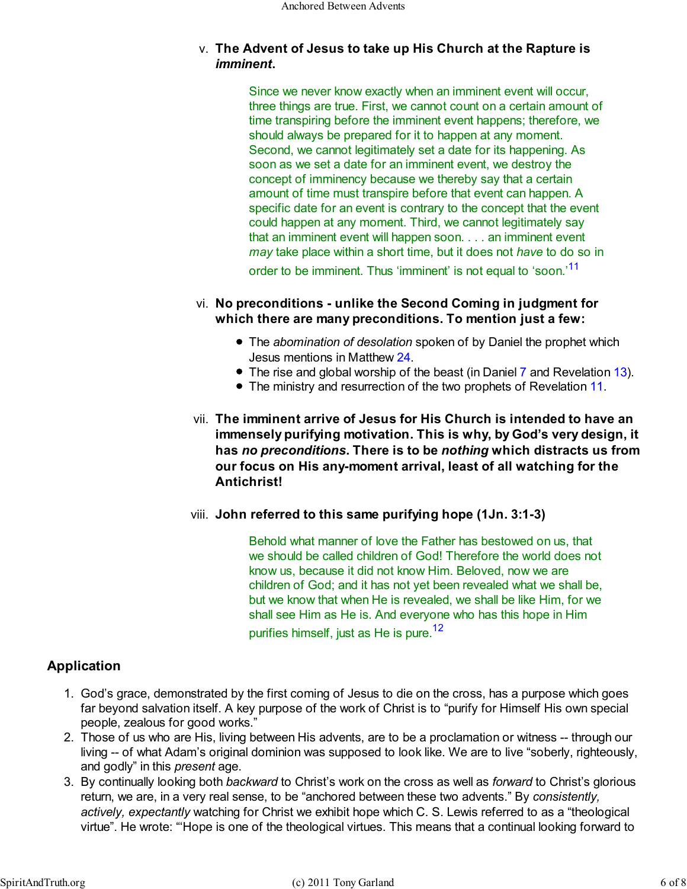v. **The Advent of Jesus to take up His Church at the Rapture is *imminent*.**

> Since we never know exactly when an imminent event will occur, three things are true. First, we cannot count on a certain amount of time transpiring before the imminent event happens; therefore, we should always be prepared for it to happen at any moment. Second, we cannot legitimately set a date for its happening. As soon as we set a date for an imminent event, we destroy the concept of imminency because we thereby say that a certain amount of time must transpire before that event can happen. A specific date for an event is contrary to the concept that the event could happen at any moment. Third, we cannot legitimately say that an imminent event will happen soon. . . . an imminent event *may* take place within a short time, but it does not *have* to do so in order to be imminent. Thus 'imminent' is not equal to 'soon.'[11]

vi. **No preconditions - unlike the Second Coming in judgment for which there are many preconditions. To mention just a few:**

- The *abomination of desolation* spoken of by Daniel the prophet which Jesus mentions in Matthew 24.
- The rise and global worship of the beast (in Daniel 7 and Revelation 13).
- The ministry and resurrection of the two prophets of Revelation 11.

vii. **The imminent arrive of Jesus for His Church is intended to have an immensely purifying motivation. This is why, by God's very design, it has *no preconditions*. There is to be *nothing* which distracts us from our focus on His any-moment arrival, least of all watching for the Antichrist!**

viii. **John referred to this same purifying hope (1Jn. 3:1-3)**

> Behold what manner of love the Father has bestowed on us, that we should be called children of God! Therefore the world does not know us, because it did not know Him. Beloved, now we are children of God; and it has not yet been revealed what we shall be, but we know that when He is revealed, we shall be like Him, for we shall see Him as He is. And everyone who has this hope in Him purifies himself, just as He is pure.[12]

## Application

1. God's grace, demonstrated by the first coming of Jesus to die on the cross, has a purpose which goes far beyond salvation itself. A key purpose of the work of Christ is to "purify for Himself His own special people, zealous for good works."
2. Those of us who are His, living between His advents, are to be a proclamation or witness -- through our living -- of what Adam's original dominion was supposed to look like. We are to live "soberly, righteously, and godly" in this *present* age.
3. By continually looking both *backward* to Christ's work on the cross as well as *forward* to Christ's glorious return, we are, in a very real sense, to be "anchored between these two advents." By *consistently, actively, expectantly* watching for Christ we exhibit hope which C. S. Lewis referred to as a "theological virtue". He wrote: "'Hope is one of the theological virtues. This means that a continual looking forward to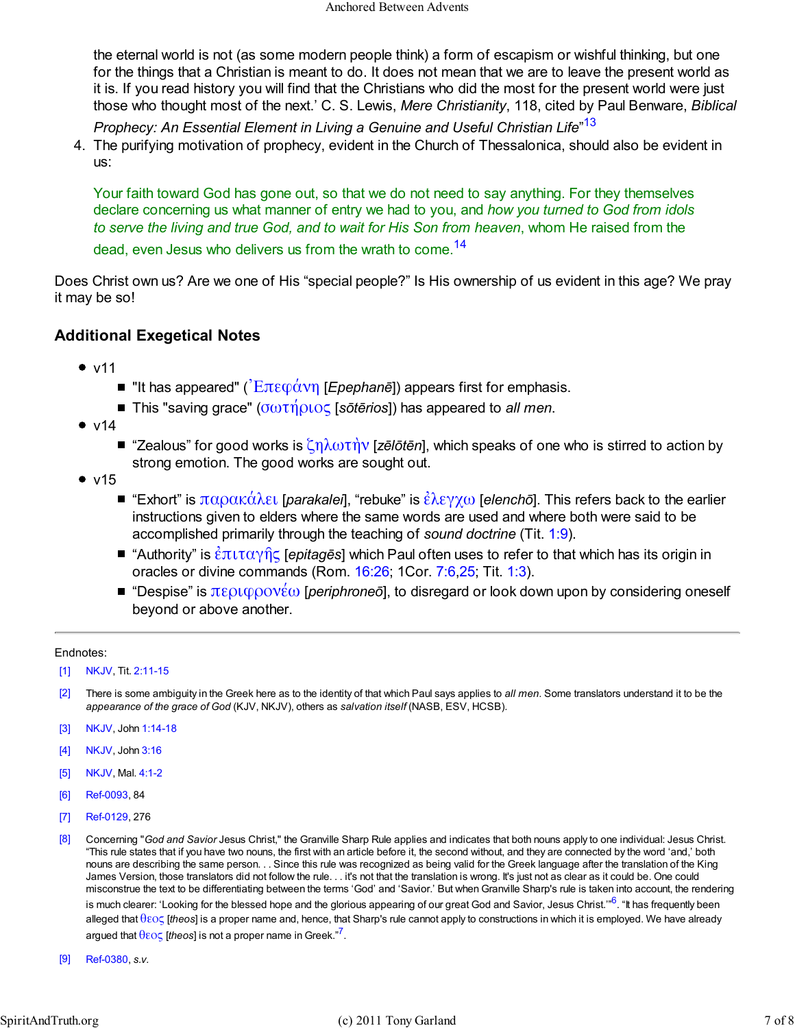the eternal world is not (as some modern people think) a form of escapism or wishful thinking, but one for the things that a Christian is meant to do. It does not mean that we are to leave the present world as it is. If you read history you will find that the Christians who did the most for the present world were just those who thought most of the next.' C. S. Lewis, *Mere Christianity*, 118, cited by Paul Benware, *Biblical Prophecy: An Essential Element in Living a Genuine and Useful Christian Life*"[13]

4. The purifying motivation of prophecy, evident in the Church of Thessalonica, should also be evident in us:

   Your faith toward God has gone out, so that we do not need to say anything. For they themselves declare concerning us what manner of entry we had to you, and *how you turned to God from idols to serve the living and true God, and to wait for His Son from heaven*, whom He raised from the dead, even Jesus who delivers us from the wrath to come.[14]

Does Christ own us? Are we one of His "special people?" Is His ownership of us evident in this age? We pray it may be so!

## Additional Exegetical Notes

- v11
  - "It has appeared" (Ἐπεφάνη [*Epephanē*]) appears first for emphasis.
  - This "saving grace" (σωτήριος [*sōtērios*]) has appeared to *all men*.
- v14
  - "Zealous" for good works is ζηλωτὴν [*zēlōtēn*], which speaks of one who is stirred to action by strong emotion. The good works are sought out.
- v15
  - "Exhort" is παρακάλει [*parakalei*], "rebuke" is ἐλεγχω [*elenchō*]. This refers back to the earlier instructions given to elders where the same words are used and where both were said to be accomplished primarily through the teaching of *sound doctrine* (Tit. 1:9).
  - "Authority" is ἐπιταγῆς [*epitagēs*] which Paul often uses to refer to that which has its origin in oracles or divine commands (Rom. 16:26; 1Cor. 7:6,25; Tit. 1:3).
  - "Despise" is περιφρονέω [*periphroneō*], to disregard or look down upon by considering oneself beyond or above another.

---

Endnotes:

[1] NKJV, Tit. 2:11-15

[2] There is some ambiguity in the Greek here as to the identity of that which Paul says applies to *all men*. Some translators understand it to be the *appearance of the grace of God* (KJV, NKJV), others as *salvation itself* (NASB, ESV, HCSB).

[3] NKJV, John 1:14-18

[4] NKJV, John 3:16

[5] NKJV, Mal. 4:1-2

[6] Ref-0093, 84

[7] Ref-0129, 276

[8] Concerning "*God and Savior* Jesus Christ," the Granville Sharp Rule applies and indicates that both nouns apply to one individual: Jesus Christ. "This rule states that if you have two nouns, the first with an article before it, the second without, and they are connected by the word 'and,' both nouns are describing the same person. . . Since this rule was recognized as being valid for the Greek language after the translation of the King James Version, those translators did not follow the rule. . . it's not that the translation is wrong. It's just not as clear as it could be. One could misconstrue the text to be differentiating between the terms 'God' and 'Savior.' But when Granville Sharp's rule is taken into account, the rendering is much clearer: 'Looking for the blessed hope and the glorious appearing of our great God and Savior, Jesus Christ.'"[6]. "It has frequently been alleged that θεος [*theos*] is a proper name and, hence, that Sharp's rule cannot apply to constructions in which it is employed. We have already argued that θεος [*theos*] is not a proper name in Greek."[7].

[9] Ref-0380, *s.v.*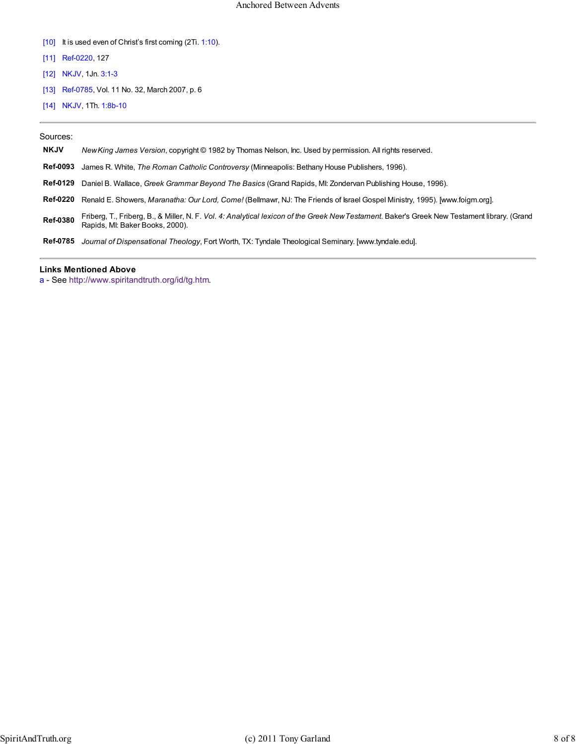[10] It is used even of Christ's first coming (2Ti. 1:10).

[11] Ref-0220, 127

[12] NKJV, 1Jn. 3:1-3

[13] Ref-0785, Vol. 11 No. 32, March 2007, p. 6

[14] NKJV, 1Th. 1:8b-10

---

Sources:

| | |
|---|---|
| **NKJV** | *New King James Version*, copyright © 1982 by Thomas Nelson, Inc. Used by permission. All rights reserved. |
| **Ref-0093** | James R. White, *The Roman Catholic Controversy* (Minneapolis: Bethany House Publishers, 1996). |
| **Ref-0129** | Daniel B. Wallace, *Greek Grammar Beyond The Basics* (Grand Rapids, MI: Zondervan Publishing House, 1996). |
| **Ref-0220** | Renald E. Showers, *Maranatha: Our Lord, Come!* (Bellmawr, NJ: The Friends of Israel Gospel Ministry, 1995). [www.foigm.org]. |
| **Ref-0380** | Friberg, T., Friberg, B., & Miller, N. F. *Vol. 4: Analytical lexicon of the Greek New Testament.* Baker's Greek New Testament library. (Grand Rapids, MI: Baker Books, 2000). |
| **Ref-0785** | *Journal of Dispensational Theology*, Fort Worth, TX: Tyndale Theological Seminary. [www.tyndale.edu]. |

---

**Links Mentioned Above**

a - See http://www.spiritandtruth.org/id/tg.htm.